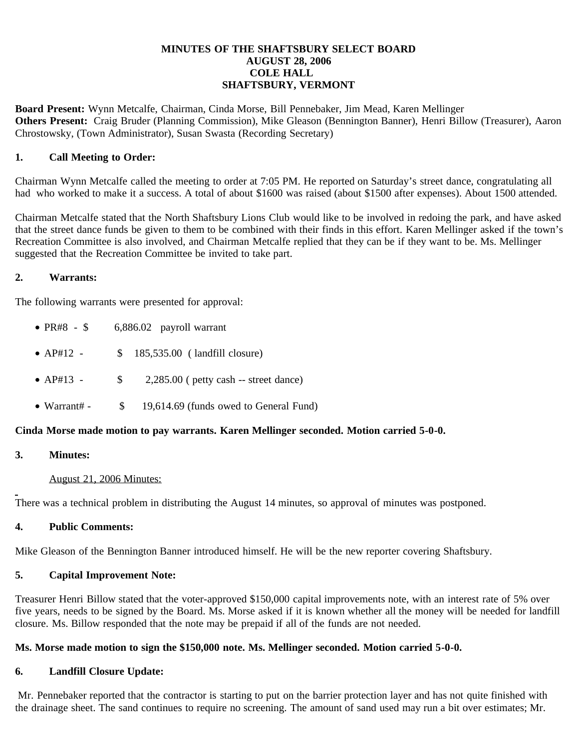**MINUTES OF THE SHAFTSBURY SELECT BOARD**
**AUGUST 28, 2006**
**COLE HALL**
**SHAFTSBURY, VERMONT**

**Board Present:** Wynn Metcalfe, Chairman, Cinda Morse, Bill Pennebaker, Jim Mead, Karen Mellinger
**Others Present:** Craig Bruder (Planning Commission), Mike Gleason (Bennington Banner), Henri Billow (Treasurer), Aaron Chrostowsky, (Town Administrator), Susan Swasta (Recording Secretary)

## 1. Call Meeting to Order:

Chairman Wynn Metcalfe called the meeting to order at 7:05 PM. He reported on Saturday's street dance, congratulating all had who worked to make it a success. A total of about $1600 was raised (about $1500 after expenses). About 1500 attended.

Chairman Metcalfe stated that the North Shaftsbury Lions Club would like to be involved in redoing the park, and have asked that the street dance funds be given to them to be combined with their finds in this effort. Karen Mellinger asked if the town's Recreation Committee is also involved, and Chairman Metcalfe replied that they can be if they want to be. Ms. Mellinger suggested that the Recreation Committee be invited to take part.

## 2. Warrants:

The following warrants were presented for approval:

- PR#8 - $ 6,886.02 payroll warrant
- AP#12 - $ 185,535.00 ( landfill closure)
- AP#13 - $ 2,285.00 ( petty cash -- street dance)
- Warrant# - $ 19,614.69 (funds owed to General Fund)

**Cinda Morse made motion to pay warrants. Karen Mellinger seconded. Motion carried 5-0-0.**

## 3. Minutes:

August 21, 2006 Minutes:

There was a technical problem in distributing the August 14 minutes, so approval of minutes was postponed.

## 4. Public Comments:

Mike Gleason of the Bennington Banner introduced himself. He will be the new reporter covering Shaftsbury.

## 5. Capital Improvement Note:

Treasurer Henri Billow stated that the voter-approved $150,000 capital improvements note, with an interest rate of 5% over five years, needs to be signed by the Board. Ms. Morse asked if it is known whether all the money will be needed for landfill closure. Ms. Billow responded that the note may be prepaid if all of the funds are not needed.

**Ms. Morse made motion to sign the $150,000 note. Ms. Mellinger seconded. Motion carried 5-0-0.**

## 6. Landfill Closure Update:

Mr. Pennebaker reported that the contractor is starting to put on the barrier protection layer and has not quite finished with the drainage sheet. The sand continues to require no screening. The amount of sand used may run a bit over estimates; Mr.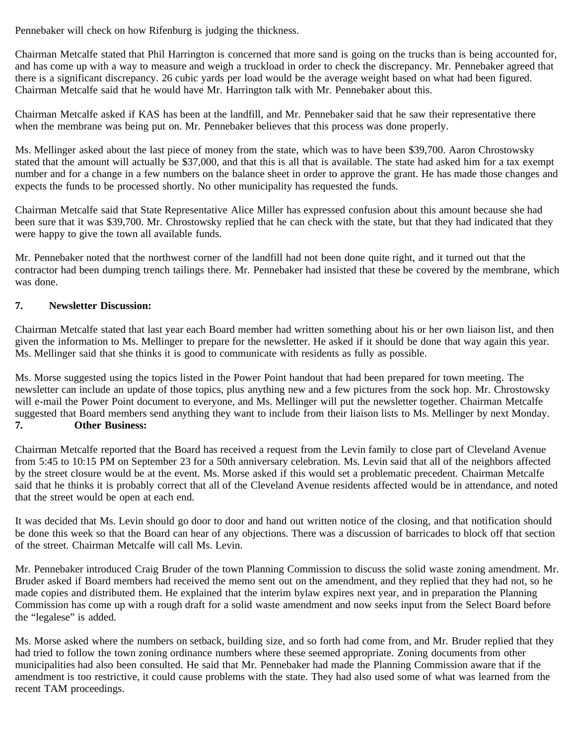Pennebaker will check on how Rifenburg is judging the thickness.

Chairman Metcalfe stated that Phil Harrington is concerned that more sand is going on the trucks than is being accounted for, and has come up with a way to measure and weigh a truckload in order to check the discrepancy. Mr. Pennebaker agreed that there is a significant discrepancy. 26 cubic yards per load would be the average weight based on what had been figured. Chairman Metcalfe said that he would have Mr. Harrington talk with Mr. Pennebaker about this.

Chairman Metcalfe asked if KAS has been at the landfill, and Mr. Pennebaker said that he saw their representative there when the membrane was being put on. Mr. Pennebaker believes that this process was done properly.

Ms. Mellinger asked about the last piece of money from the state, which was to have been $39,700. Aaron Chrostowsky stated that the amount will actually be $37,000, and that this is all that is available. The state had asked him for a tax exempt number and for a change in a few numbers on the balance sheet in order to approve the grant. He has made those changes and expects the funds to be processed shortly. No other municipality has requested the funds.

Chairman Metcalfe said that State Representative Alice Miller has expressed confusion about this amount because she had been sure that it was $39,700. Mr. Chrostowsky replied that he can check with the state, but that they had indicated that they were happy to give the town all available funds.

Mr. Pennebaker noted that the northwest corner of the landfill had not been done quite right, and it turned out that the contractor had been dumping trench tailings there. Mr. Pennebaker had insisted that these be covered by the membrane, which was done.

**7. Newsletter Discussion:**

Chairman Metcalfe stated that last year each Board member had written something about his or her own liaison list, and then given the information to Ms. Mellinger to prepare for the newsletter. He asked if it should be done that way again this year. Ms. Mellinger said that she thinks it is good to communicate with residents as fully as possible.

Ms. Morse suggested using the topics listed in the Power Point handout that had been prepared for town meeting. The newsletter can include an update of those topics, plus anything new and a few pictures from the sock hop. Mr. Chrostowsky will e-mail the Power Point document to everyone, and Ms. Mellinger will put the newsletter together. Chairman Metcalfe suggested that Board members send anything they want to include from their liaison lists to Ms. Mellinger by next Monday.

**7. Other Business:**

Chairman Metcalfe reported that the Board has received a request from the Levin family to close part of Cleveland Avenue from 5:45 to 10:15 PM on September 23 for a 50th anniversary celebration. Ms. Levin said that all of the neighbors affected by the street closure would be at the event. Ms. Morse asked if this would set a problematic precedent. Chairman Metcalfe said that he thinks it is probably correct that all of the Cleveland Avenue residents affected would be in attendance, and noted that the street would be open at each end.

It was decided that Ms. Levin should go door to door and hand out written notice of the closing, and that notification should be done this week so that the Board can hear of any objections. There was a discussion of barricades to block off that section of the street. Chairman Metcalfe will call Ms. Levin.

Mr. Pennebaker introduced Craig Bruder of the town Planning Commission to discuss the solid waste zoning amendment. Mr. Bruder asked if Board members had received the memo sent out on the amendment, and they replied that they had not, so he made copies and distributed them. He explained that the interim bylaw expires next year, and in preparation the Planning Commission has come up with a rough draft for a solid waste amendment and now seeks input from the Select Board before the "legalese" is added.

Ms. Morse asked where the numbers on setback, building size, and so forth had come from, and Mr. Bruder replied that they had tried to follow the town zoning ordinance numbers where these seemed appropriate. Zoning documents from other municipalities had also been consulted. He said that Mr. Pennebaker had made the Planning Commission aware that if the amendment is too restrictive, it could cause problems with the state. They had also used some of what was learned from the recent TAM proceedings.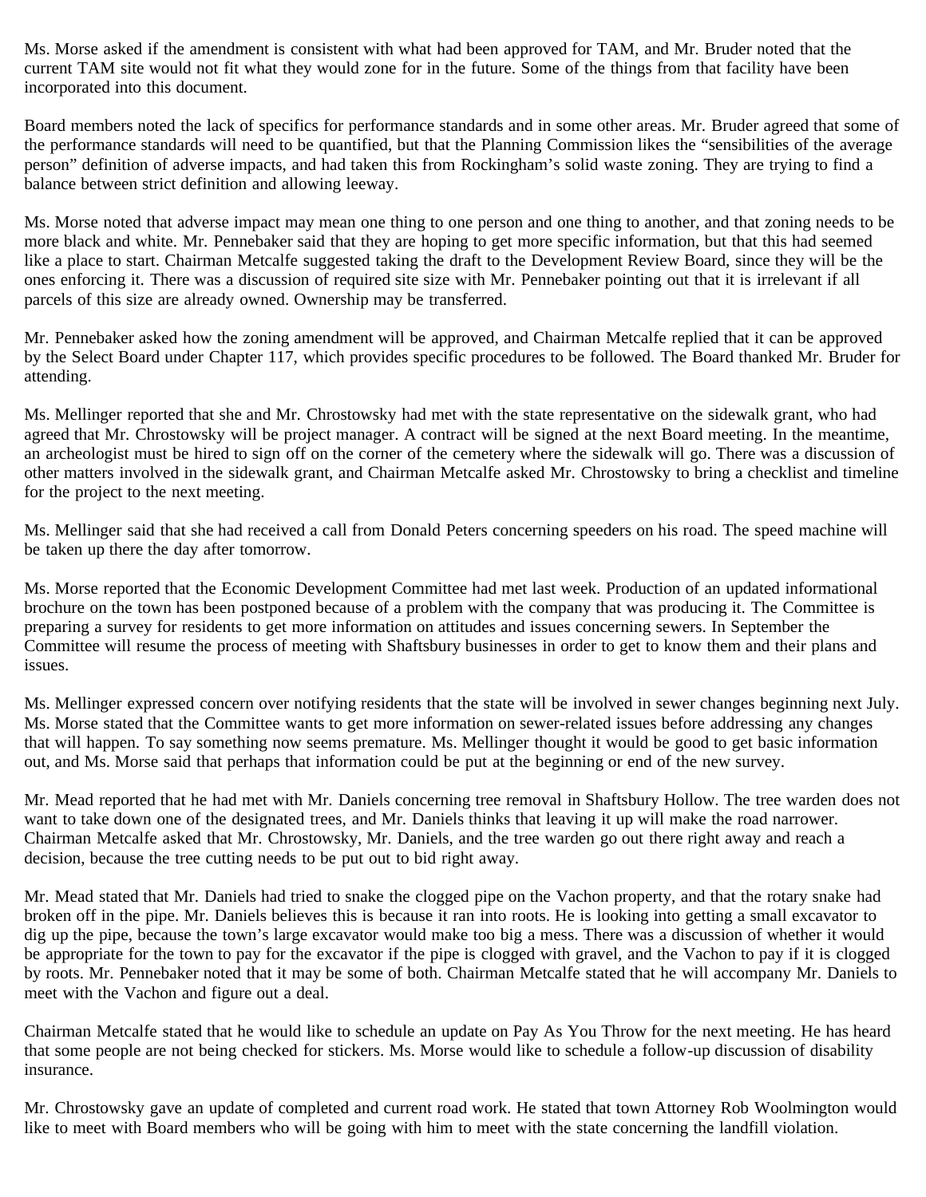Ms. Morse asked if the amendment is consistent with what had been approved for TAM, and Mr. Bruder noted that the current TAM site would not fit what they would zone for in the future. Some of the things from that facility have been incorporated into this document.

Board members noted the lack of specifics for performance standards and in some other areas. Mr. Bruder agreed that some of the performance standards will need to be quantified, but that the Planning Commission likes the "sensibilities of the average person" definition of adverse impacts, and had taken this from Rockingham's solid waste zoning. They are trying to find a balance between strict definition and allowing leeway.

Ms. Morse noted that adverse impact may mean one thing to one person and one thing to another, and that zoning needs to be more black and white. Mr. Pennebaker said that they are hoping to get more specific information, but that this had seemed like a place to start. Chairman Metcalfe suggested taking the draft to the Development Review Board, since they will be the ones enforcing it. There was a discussion of required site size with Mr. Pennebaker pointing out that it is irrelevant if all parcels of this size are already owned. Ownership may be transferred.

Mr. Pennebaker asked how the zoning amendment will be approved, and Chairman Metcalfe replied that it can be approved by the Select Board under Chapter 117, which provides specific procedures to be followed. The Board thanked Mr. Bruder for attending.

Ms. Mellinger reported that she and Mr. Chrostowsky had met with the state representative on the sidewalk grant, who had agreed that Mr. Chrostowsky will be project manager. A contract will be signed at the next Board meeting. In the meantime, an archeologist must be hired to sign off on the corner of the cemetery where the sidewalk will go. There was a discussion of other matters involved in the sidewalk grant, and Chairman Metcalfe asked Mr. Chrostowsky to bring a checklist and timeline for the project to the next meeting.

Ms. Mellinger said that she had received a call from Donald Peters concerning speeders on his road. The speed machine will be taken up there the day after tomorrow.

Ms. Morse reported that the Economic Development Committee had met last week. Production of an updated informational brochure on the town has been postponed because of a problem with the company that was producing it. The Committee is preparing a survey for residents to get more information on attitudes and issues concerning sewers. In September the Committee will resume the process of meeting with Shaftsbury businesses in order to get to know them and their plans and issues.

Ms. Mellinger expressed concern over notifying residents that the state will be involved in sewer changes beginning next July. Ms. Morse stated that the Committee wants to get more information on sewer-related issues before addressing any changes that will happen. To say something now seems premature. Ms. Mellinger thought it would be good to get basic information out, and Ms. Morse said that perhaps that information could be put at the beginning or end of the new survey.

Mr. Mead reported that he had met with Mr. Daniels concerning tree removal in Shaftsbury Hollow. The tree warden does not want to take down one of the designated trees, and Mr. Daniels thinks that leaving it up will make the road narrower. Chairman Metcalfe asked that Mr. Chrostowsky, Mr. Daniels, and the tree warden go out there right away and reach a decision, because the tree cutting needs to be put out to bid right away.

Mr. Mead stated that Mr. Daniels had tried to snake the clogged pipe on the Vachon property, and that the rotary snake had broken off in the pipe. Mr. Daniels believes this is because it ran into roots. He is looking into getting a small excavator to dig up the pipe, because the town's large excavator would make too big a mess. There was a discussion of whether it would be appropriate for the town to pay for the excavator if the pipe is clogged with gravel, and the Vachon to pay if it is clogged by roots. Mr. Pennebaker noted that it may be some of both. Chairman Metcalfe stated that he will accompany Mr. Daniels to meet with the Vachon and figure out a deal.

Chairman Metcalfe stated that he would like to schedule an update on Pay As You Throw for the next meeting. He has heard that some people are not being checked for stickers. Ms. Morse would like to schedule a follow-up discussion of disability insurance.

Mr. Chrostowsky gave an update of completed and current road work. He stated that town Attorney Rob Woolmington would like to meet with Board members who will be going with him to meet with the state concerning the landfill violation.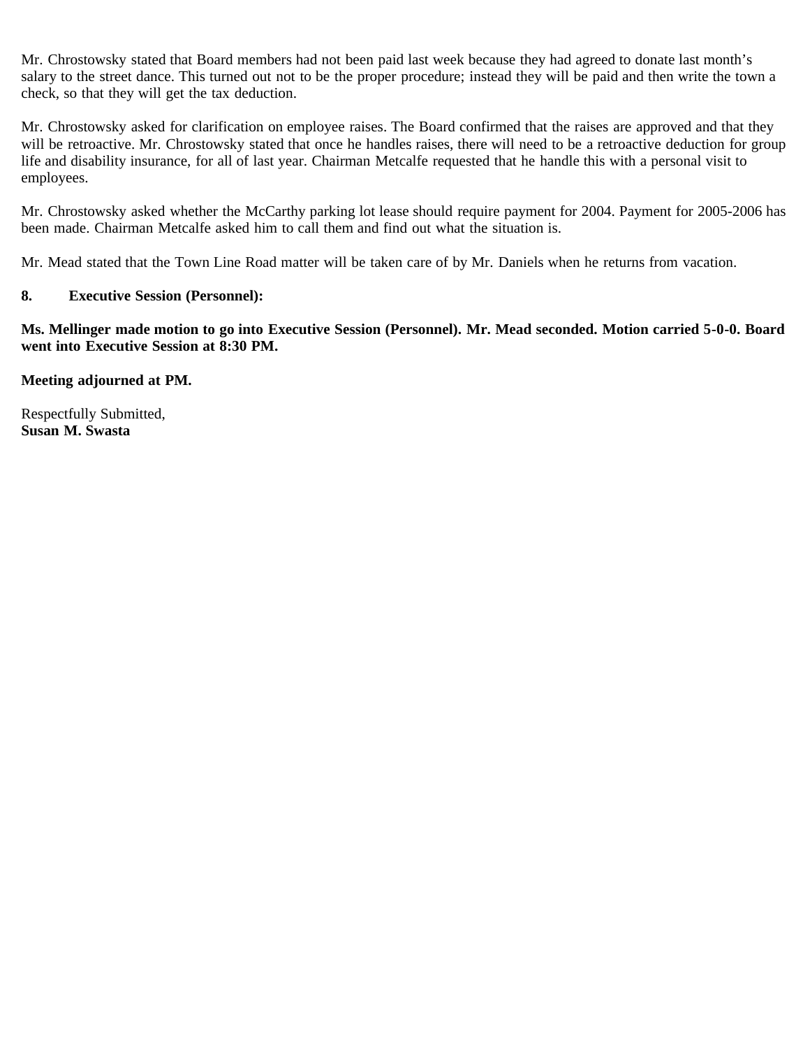Mr. Chrostowsky stated that Board members had not been paid last week because they had agreed to donate last month's salary to the street dance. This turned out not to be the proper procedure; instead they will be paid and then write the town a check, so that they will get the tax deduction.

Mr. Chrostowsky asked for clarification on employee raises. The Board confirmed that the raises are approved and that they will be retroactive. Mr. Chrostowsky stated that once he handles raises, there will need to be a retroactive deduction for group life and disability insurance, for all of last year. Chairman Metcalfe requested that he handle this with a personal visit to employees.

Mr. Chrostowsky asked whether the McCarthy parking lot lease should require payment for 2004. Payment for 2005-2006 has been made. Chairman Metcalfe asked him to call them and find out what the situation is.

Mr. Mead stated that the Town Line Road matter will be taken care of by Mr. Daniels when he returns from vacation.

**8. Executive Session (Personnel):**

**Ms. Mellinger made motion to go into Executive Session (Personnel). Mr. Mead seconded. Motion carried 5-0-0. Board went into Executive Session at 8:30 PM.**

**Meeting adjourned at PM.**

Respectfully Submitted,
**Susan M. Swasta**